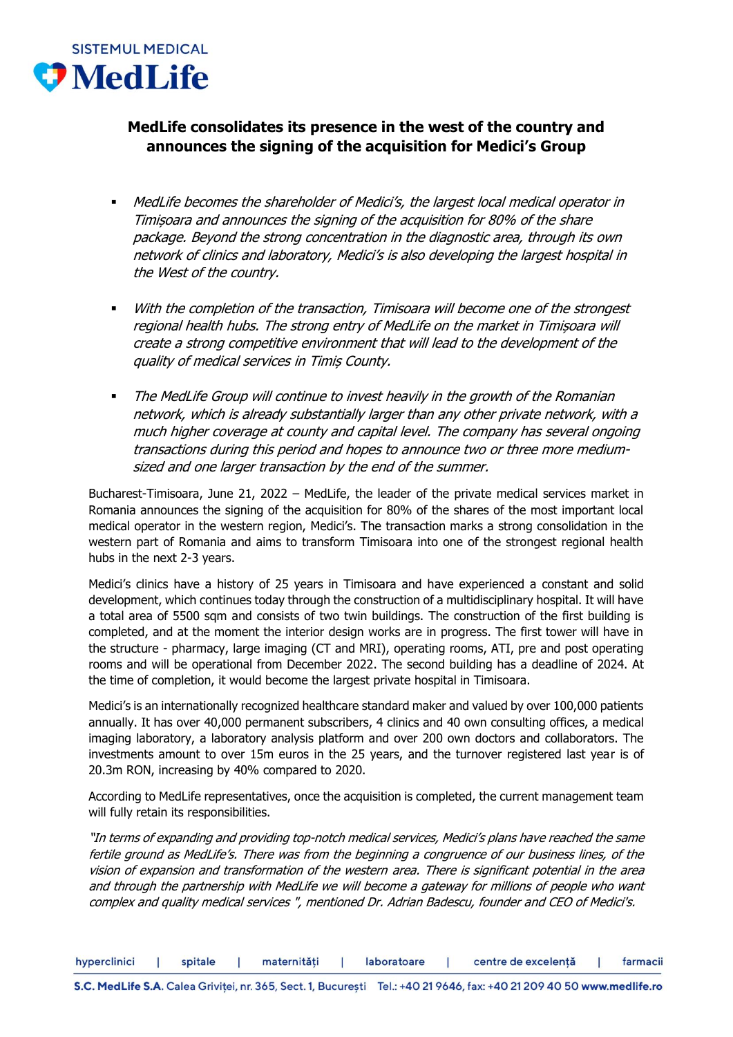SISTEMUL MEDICAL **MedLife**

# MedLife consolidates its presence in the west of the country and announces the signing of the acquisition for Medici's Group

- *MedLife becomes the shareholder of Medici's, the largest local medical operator in Timișoara and announces the signing of the acquisition for 80% of the share package. Beyond the strong concentration in the diagnostic area, through its own network of clinics and laboratory, Medici's is also developing the largest hospital in the West of the country.*

- *With the completion of the transaction, Timisoara will become one of the strongest regional health hubs. The strong entry of MedLife on the market in Timișoara will create a strong competitive environment that will lead to the development of the quality of medical services in Timiș County.*

- *The MedLife Group will continue to invest heavily in the growth of the Romanian network, which is already substantially larger than any other private network, with a much higher coverage at county and capital level. The company has several ongoing transactions during this period and hopes to announce two or three more medium-sized and one larger transaction by the end of the summer.*

Bucharest-Timisoara, June 21, 2022 – MedLife, the leader of the private medical services market in Romania announces the signing of the acquisition for 80% of the shares of the most important local medical operator in the western region, Medici's. The transaction marks a strong consolidation in the western part of Romania and aims to transform Timisoara into one of the strongest regional health hubs in the next 2-3 years.

Medici's clinics have a history of 25 years in Timisoara and have experienced a constant and solid development, which continues today through the construction of a multidisciplinary hospital. It will have a total area of 5500 sqm and consists of two twin buildings. The construction of the first building is completed, and at the moment the interior design works are in progress. The first tower will have in the structure - pharmacy, large imaging (CT and MRI), operating rooms, ATI, pre and post operating rooms and will be operational from December 2022. The second building has a deadline of 2024. At the time of completion, it would become the largest private hospital in Timisoara.

Medici's is an internationally recognized healthcare standard maker and valued by over 100,000 patients annually. It has over 40,000 permanent subscribers, 4 clinics and 40 own consulting offices, a medical imaging laboratory, a laboratory analysis platform and over 200 own doctors and collaborators. The investments amount to over 15m euros in the 25 years, and the turnover registered last year is of 20.3m RON, increasing by 40% compared to 2020.

According to MedLife representatives, once the acquisition is completed, the current management team will fully retain its responsibilities.

*"In terms of expanding and providing top-notch medical services, Medici's plans have reached the same fertile ground as MedLife's. There was from the beginning a congruence of our business lines, of the vision of expansion and transformation of the western area. There is significant potential in the area and through the partnership with MedLife we will become a gateway for millions of people who want complex and quality medical services ", mentioned Dr. Adrian Badescu, founder and CEO of Medici's.*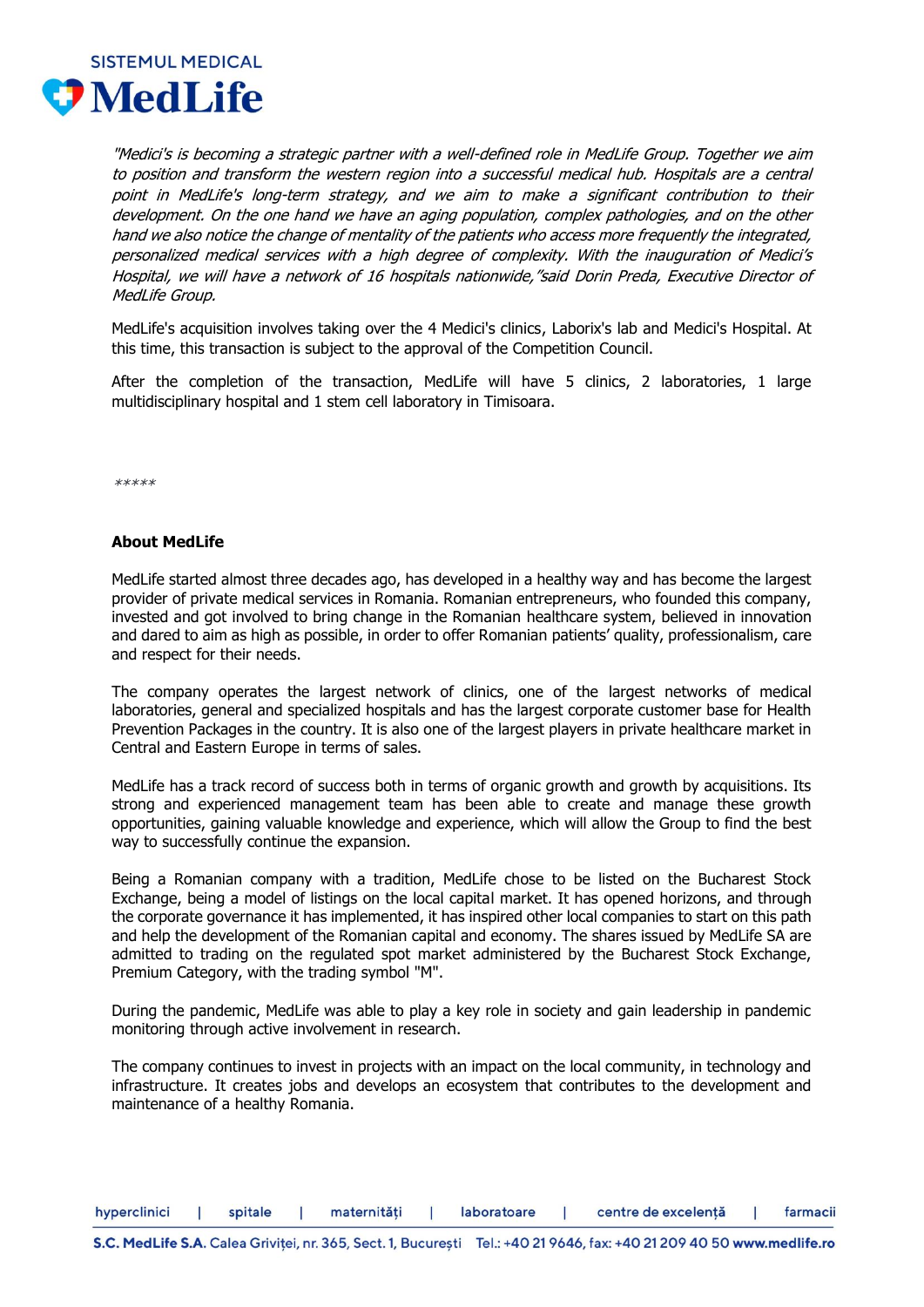*"Medici's is becoming a strategic partner with a well-defined role in MedLife Group. Together we aim to position and transform the western region into a successful medical hub. Hospitals are a central point in MedLife's long-term strategy, and we aim to make a significant contribution to their development. On the one hand we have an aging population, complex pathologies, and on the other hand we also notice the change of mentality of the patients who access more frequently the integrated, personalized medical services with a high degree of complexity. With the inauguration of Medici's Hospital, we will have a network of 16 hospitals nationwide,"said Dorin Preda, Executive Director of MedLife Group.*

MedLife's acquisition involves taking over the 4 Medici's clinics, Laborix's lab and Medici's Hospital. At this time, this transaction is subject to the approval of the Competition Council.

After the completion of the transaction, MedLife will have 5 clinics, 2 laboratories, 1 large multidisciplinary hospital and 1 stem cell laboratory in Timisoara.

*****

**About MedLife**

MedLife started almost three decades ago, has developed in a healthy way and has become the largest provider of private medical services in Romania. Romanian entrepreneurs, who founded this company, invested and got involved to bring change in the Romanian healthcare system, believed in innovation and dared to aim as high as possible, in order to offer Romanian patients' quality, professionalism, care and respect for their needs.

The company operates the largest network of clinics, one of the largest networks of medical laboratories, general and specialized hospitals and has the largest corporate customer base for Health Prevention Packages in the country. It is also one of the largest players in private healthcare market in Central and Eastern Europe in terms of sales.

MedLife has a track record of success both in terms of organic growth and growth by acquisitions. Its strong and experienced management team has been able to create and manage these growth opportunities, gaining valuable knowledge and experience, which will allow the Group to find the best way to successfully continue the expansion.

Being a Romanian company with a tradition, MedLife chose to be listed on the Bucharest Stock Exchange, being a model of listings on the local capital market. It has opened horizons, and through the corporate governance it has implemented, it has inspired other local companies to start on this path and help the development of the Romanian capital and economy. The shares issued by MedLife SA are admitted to trading on the regulated spot market administered by the Bucharest Stock Exchange, Premium Category, with the trading symbol "M".

During the pandemic, MedLife was able to play a key role in society and gain leadership in pandemic monitoring through active involvement in research.

The company continues to invest in projects with an impact on the local community, in technology and infrastructure. It creates jobs and develops an ecosystem that contributes to the development and maintenance of a healthy Romania.